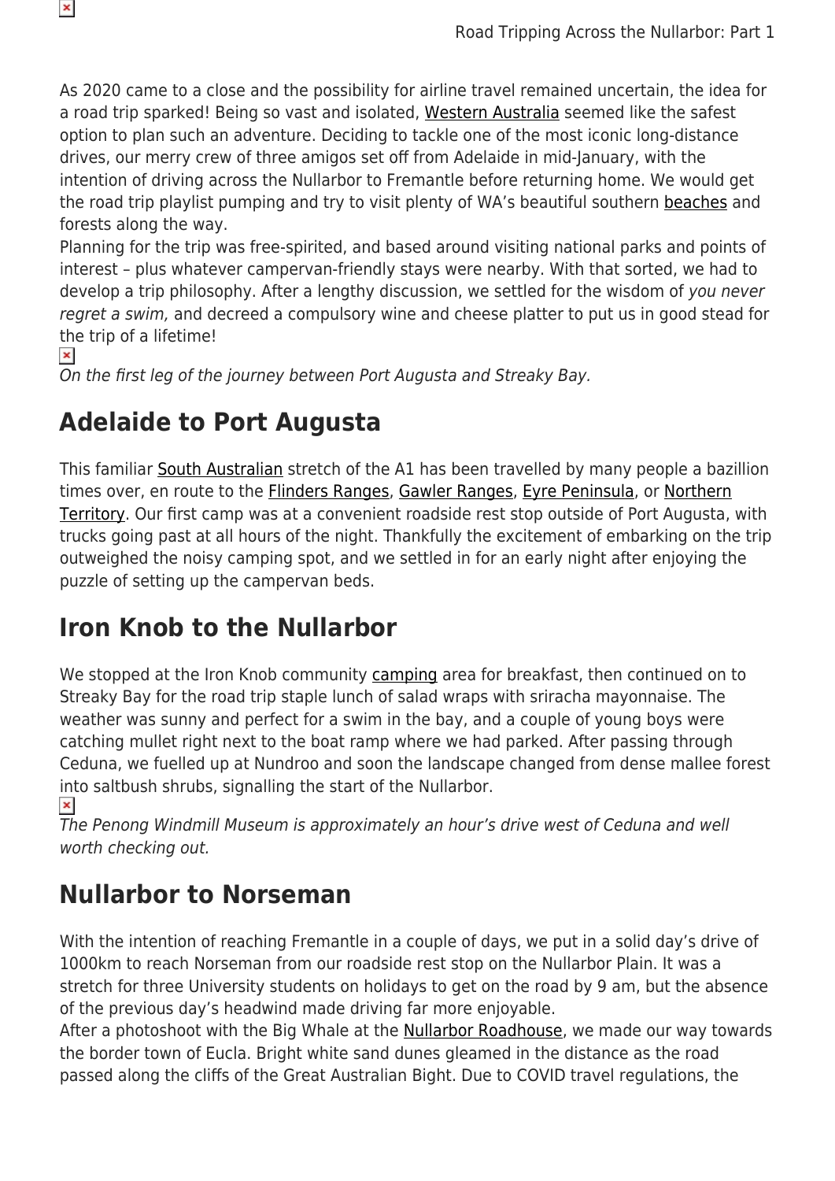As 2020 came to a close and the possibility for airline travel remained uncertain, the idea for a road trip sparked! Being so vast and isolated, Western Australia seemed like the safest option to plan such an adventure. Deciding to tackle one of the most iconic long-distance drives, our merry crew of three amigos set off from Adelaide in mid-January, with the intention of driving across the Nullarbor to Fremantle before returning home. We would get the road trip playlist pumping and try to visit plenty of WA's beautiful southern beaches and forests along the way.

Planning for the trip was free-spirited, and based around visiting national parks and points of interest – plus whatever campervan-friendly stays were nearby. With that sorted, we had to develop a trip philosophy. After a lengthy discussion, we settled for the wisdom of *you never regret a swim,* and decreed a compulsory wine and cheese platter to put us in good stead for the trip of a lifetime!

*On the first leg of the journey between Port Augusta and Streaky Bay.*

## Adelaide to Port Augusta

This familiar South Australian stretch of the A1 has been travelled by many people a bazillion times over, en route to the Flinders Ranges, Gawler Ranges, Eyre Peninsula, or Northern Territory. Our first camp was at a convenient roadside rest stop outside of Port Augusta, with trucks going past at all hours of the night. Thankfully the excitement of embarking on the trip outweighed the noisy camping spot, and we settled in for an early night after enjoying the puzzle of setting up the campervan beds.

## Iron Knob to the Nullarbor

We stopped at the Iron Knob community camping area for breakfast, then continued on to Streaky Bay for the road trip staple lunch of salad wraps with sriracha mayonnaise. The weather was sunny and perfect for a swim in the bay, and a couple of young boys were catching mullet right next to the boat ramp where we had parked. After passing through Ceduna, we fuelled up at Nundroo and soon the landscape changed from dense mallee forest into saltbush shrubs, signalling the start of the Nullarbor.

*The Penong Windmill Museum is approximately an hour's drive west of Ceduna and well worth checking out.*

## Nullarbor to Norseman

With the intention of reaching Fremantle in a couple of days, we put in a solid day's drive of 1000km to reach Norseman from our roadside rest stop on the Nullarbor Plain. It was a stretch for three University students on holidays to get on the road by 9 am, but the absence of the previous day's headwind made driving far more enjoyable.

After a photoshoot with the Big Whale at the Nullarbor Roadhouse, we made our way towards the border town of Eucla. Bright white sand dunes gleamed in the distance as the road passed along the cliffs of the Great Australian Bight. Due to COVID travel regulations, the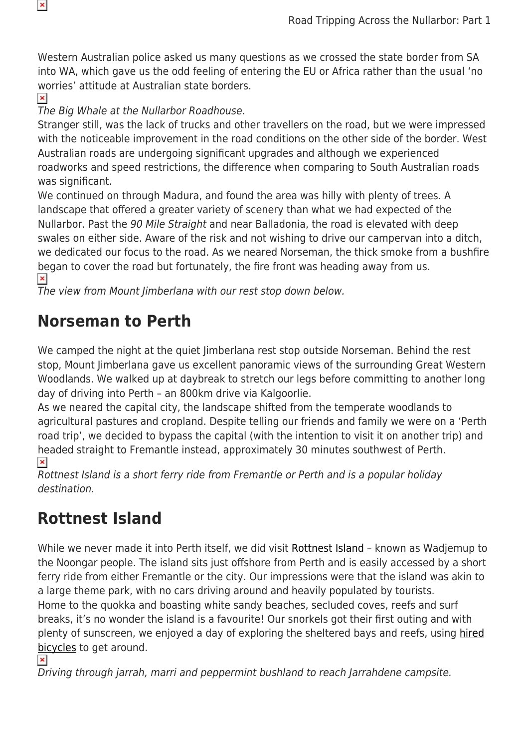Western Australian police asked us many questions as we crossed the state border from SA into WA, which gave us the odd feeling of entering the EU or Africa rather than the usual 'no worries' attitude at Australian state borders.

*The Big Whale at the Nullarbor Roadhouse.*

Stranger still, was the lack of trucks and other travellers on the road, but we were impressed with the noticeable improvement in the road conditions on the other side of the border. West Australian roads are undergoing significant upgrades and although we experienced roadworks and speed restrictions, the difference when comparing to South Australian roads was significant.

We continued on through Madura, and found the area was hilly with plenty of trees. A landscape that offered a greater variety of scenery than what we had expected of the Nullarbor. Past the *90 Mile Straight* and near Balladonia, the road is elevated with deep swales on either side. Aware of the risk and not wishing to drive our campervan into a ditch, we dedicated our focus to the road. As we neared Norseman, the thick smoke from a bushfire began to cover the road but fortunately, the fire front was heading away from us.

*The view from Mount Jimberlana with our rest stop down below.*

## Norseman to Perth

We camped the night at the quiet Jimberlana rest stop outside Norseman. Behind the rest stop, Mount Jimberlana gave us excellent panoramic views of the surrounding Great Western Woodlands. We walked up at daybreak to stretch our legs before committing to another long day of driving into Perth – an 800km drive via Kalgoorlie.

As we neared the capital city, the landscape shifted from the temperate woodlands to agricultural pastures and cropland. Despite telling our friends and family we were on a 'Perth road trip', we decided to bypass the capital (with the intention to visit it on another trip) and headed straight to Fremantle instead, approximately 30 minutes southwest of Perth.

*Rottnest Island is a short ferry ride from Fremantle or Perth and is a popular holiday destination.*

## Rottnest Island

While we never made it into Perth itself, we did visit Rottnest Island – known as Wadjemup to the Noongar people. The island sits just offshore from Perth and is easily accessed by a short ferry ride from either Fremantle or the city. Our impressions were that the island was akin to a large theme park, with no cars driving around and heavily populated by tourists.

Home to the quokka and boasting white sandy beaches, secluded coves, reefs and surf breaks, it's no wonder the island is a favourite! Our snorkels got their first outing and with plenty of sunscreen, we enjoyed a day of exploring the sheltered bays and reefs, using hired bicycles to get around.

*Driving through jarrah, marri and peppermint bushland to reach Jarrahdene campsite.*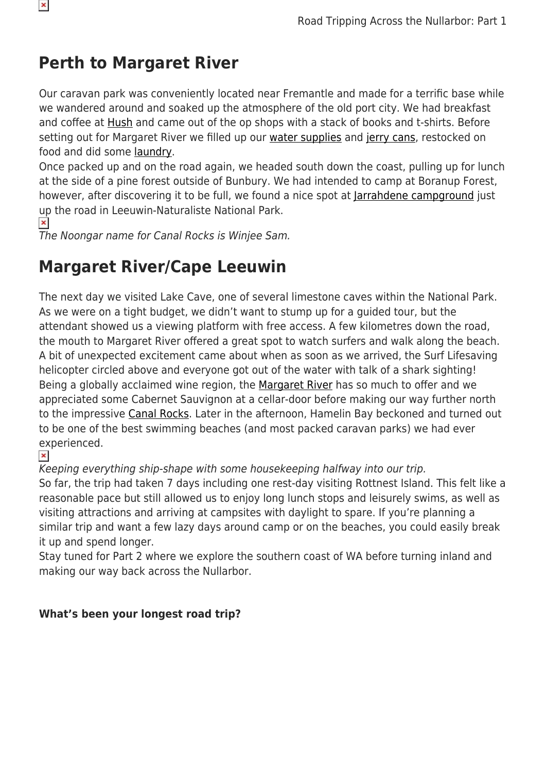## Perth to Margaret River

Our caravan park was conveniently located near Fremantle and made for a terrific base while we wandered around and soaked up the atmosphere of the old port city. We had breakfast and coffee at Hush and came out of the op shops with a stack of books and t-shirts. Before setting out for Margaret River we filled up our water supplies and jerry cans, restocked on food and did some laundry.

Once packed up and on the road again, we headed south down the coast, pulling up for lunch at the side of a pine forest outside of Bunbury. We had intended to camp at Boranup Forest, however, after discovering it to be full, we found a nice spot at Jarrahdene campground just up the road in Leeuwin-Naturaliste National Park.

*The Noongar name for Canal Rocks is Winjee Sam.*

## Margaret River/Cape Leeuwin

The next day we visited Lake Cave, one of several limestone caves within the National Park. As we were on a tight budget, we didn't want to stump up for a guided tour, but the attendant showed us a viewing platform with free access. A few kilometres down the road, the mouth to Margaret River offered a great spot to watch surfers and walk along the beach. A bit of unexpected excitement came about when as soon as we arrived, the Surf Lifesaving helicopter circled above and everyone got out of the water with talk of a shark sighting! Being a globally acclaimed wine region, the Margaret River has so much to offer and we appreciated some Cabernet Sauvignon at a cellar-door before making our way further north to the impressive Canal Rocks. Later in the afternoon, Hamelin Bay beckoned and turned out to be one of the best swimming beaches (and most packed caravan parks) we had ever experienced.

*Keeping everything ship-shape with some housekeeping halfway into our trip.*

So far, the trip had taken 7 days including one rest-day visiting Rottnest Island. This felt like a reasonable pace but still allowed us to enjoy long lunch stops and leisurely swims, as well as visiting attractions and arriving at campsites with daylight to spare. If you're planning a similar trip and want a few lazy days around camp or on the beaches, you could easily break it up and spend longer.

Stay tuned for Part 2 where we explore the southern coast of WA before turning inland and making our way back across the Nullarbor.

**What's been your longest road trip?**